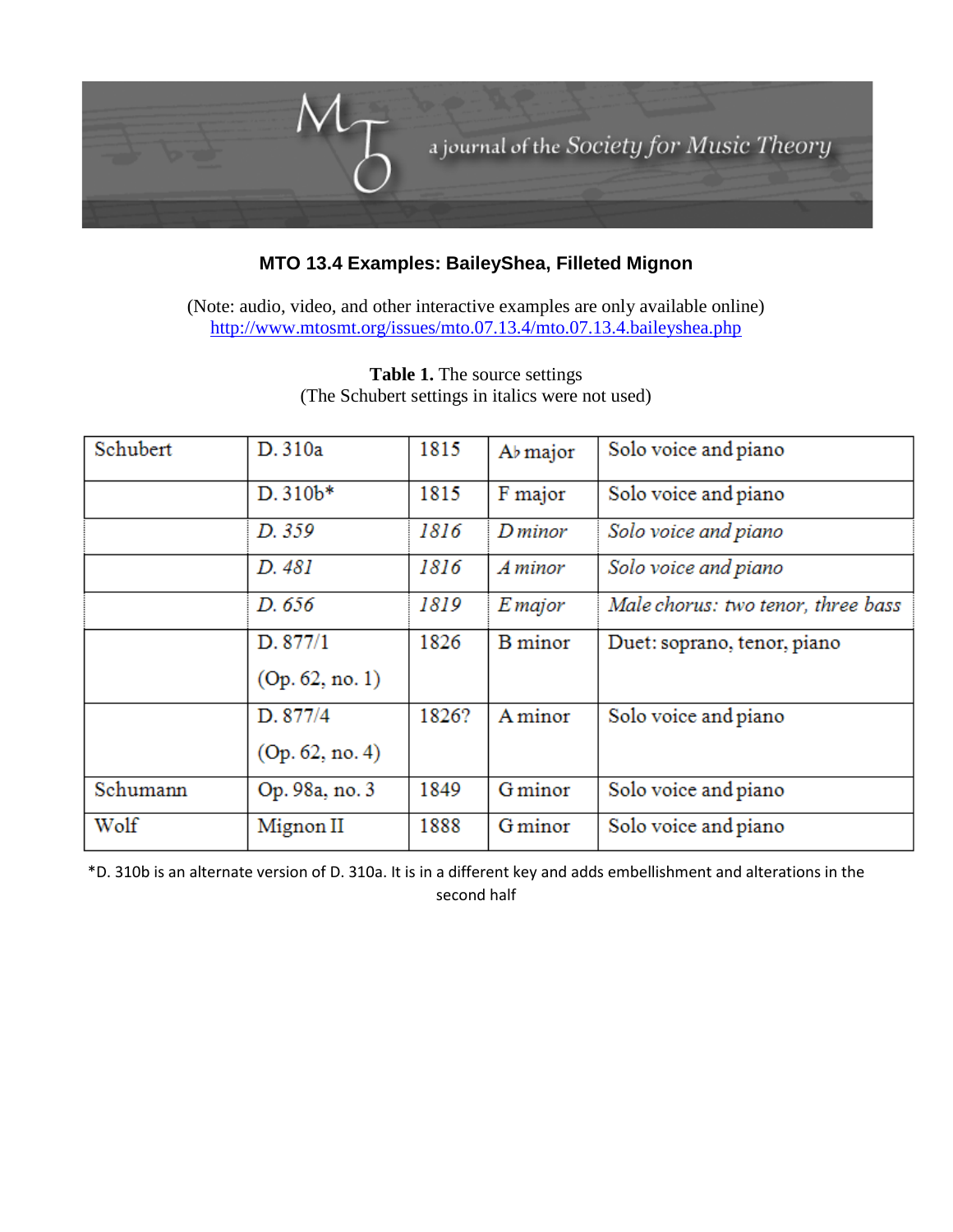## MTO 13.4 Examples: BaileyShea, Filleted Mignon

(Note: audio, video, and other interactive examples are only available online)
http://www.mtosmt.org/issues/mto.07.13.4/mto.07.13.4.baileyshea.php

**Table 1.** The source settings
(The Schubert settings in italics were not used)

| | | | | |
|---|---|---|---|---|
| Schubert | D. 310a | 1815 | A♭ major | Solo voice and piano |
| | D. 310b* | 1815 | F major | Solo voice and piano |
| | *D. 359* | *1816* | *D minor* | *Solo voice and piano* |
| | *D. 481* | *1816* | *A minor* | *Solo voice and piano* |
| | *D. 656* | *1819* | *E major* | *Male chorus: two tenor, three bass* |
| | D. 877/1 (Op. 62, no. 1) | 1826 | B minor | Duet: soprano, tenor, piano |
| | D. 877/4 (Op. 62, no. 4) | 1826? | A minor | Solo voice and piano |
| Schumann | Op. 98a, no. 3 | 1849 | G minor | Solo voice and piano |
| Wolf | Mignon II | 1888 | G minor | Solo voice and piano |

*D. 310b is an alternate version of D. 310a. It is in a different key and adds embellishment and alterations in the second half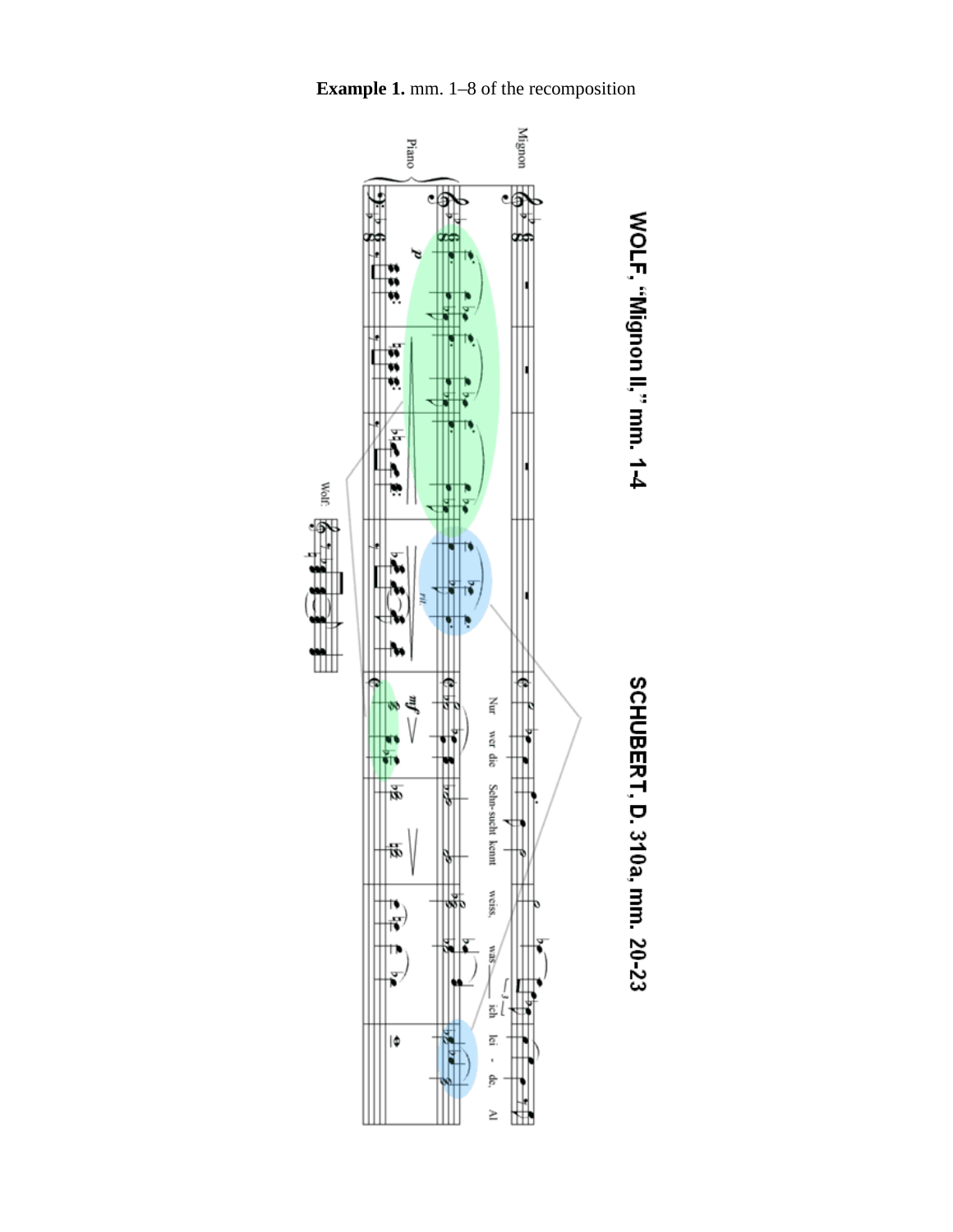**Example 1.** mm. 1–8 of the recomposition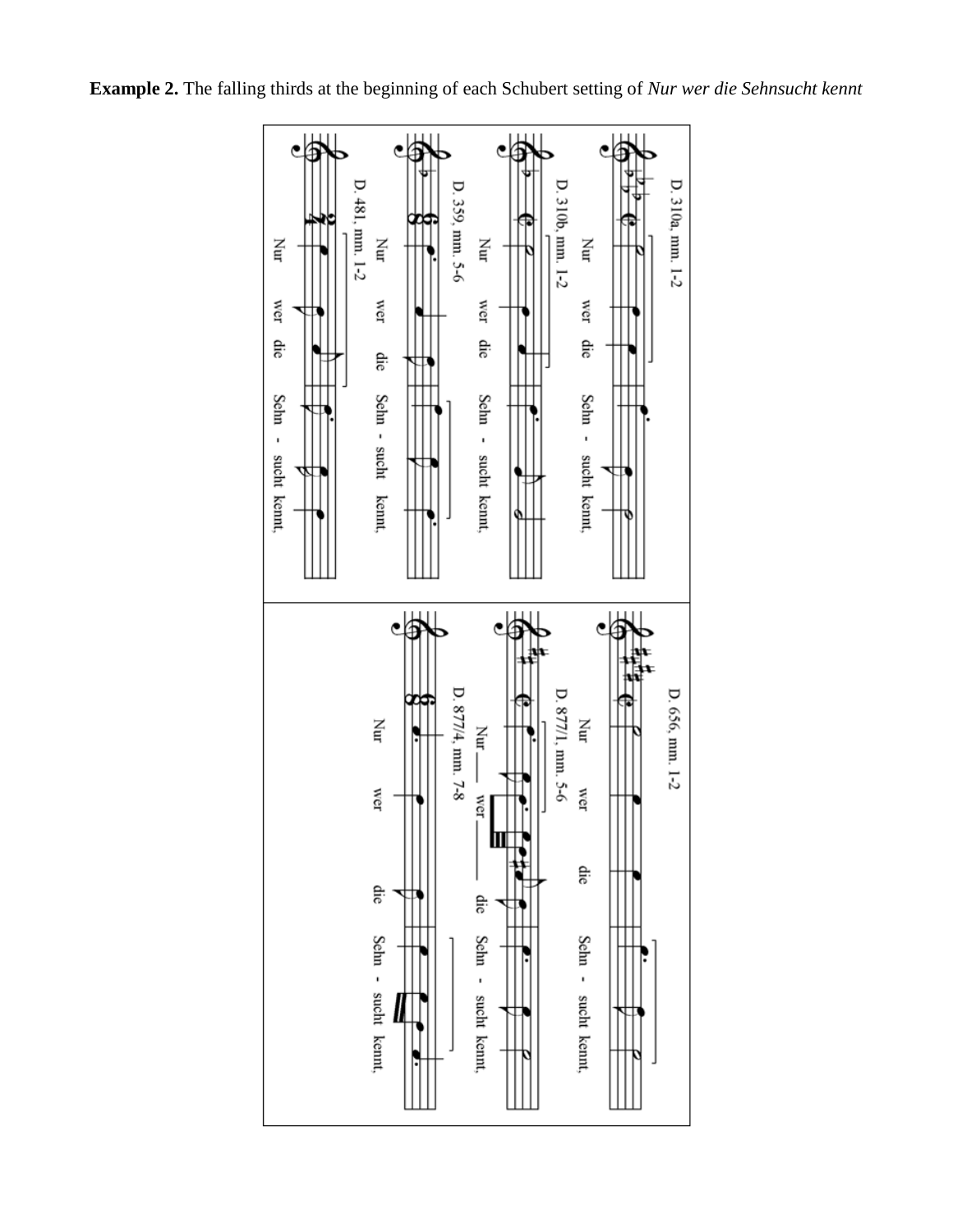**Example 2.** The falling thirds at the beginning of each Schubert setting of *Nur wer die Sehnsucht kennt*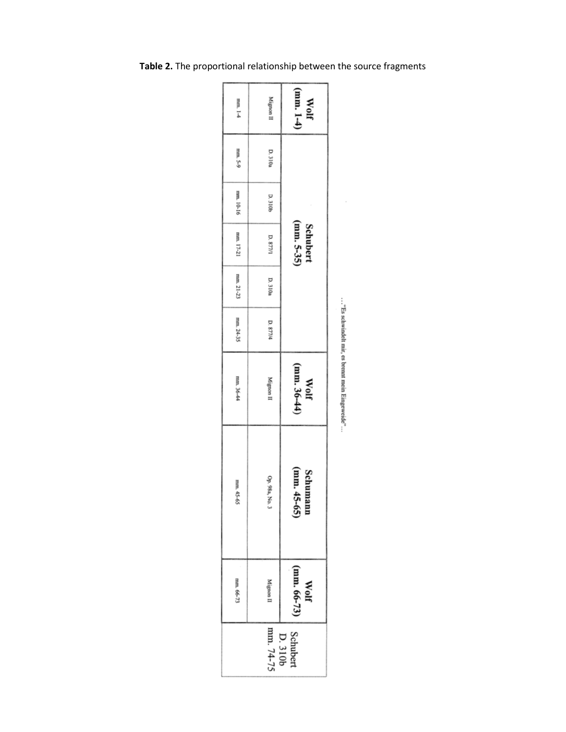**Table 2.** The proportional relationship between the source fragments

…"Es schwindelt mir, es brennt mein Eingeweide"…

| Wolf (mm. 1-4) | Schubert (mm. 5-35) | | | | | Wolf (mm. 36-44) | Schumann (mm. 45-65) | Wolf (mm. 66-73) | Schubert D. 310b mm. 74-75 |
|---|---|---|---|---|---|---|---|---|---|
| Mignon II | D. 310a | D. 310b | D. 877/1 | D. 310a | D. 877/4 | Mignon II | Op. 98a, No. 3 | Mignon II | |
| mm. 1-4 | mm. 5-9 | mm. 10-16 | mm. 17-21 | mm. 21-23 | mm. 24-35 | mm. 36-44 | mm. 45-65 | mm. 66-73 | |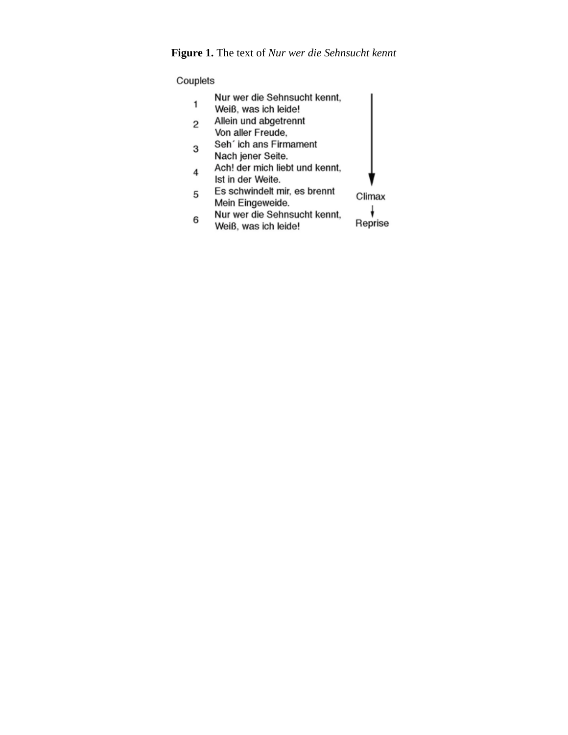**Figure 1.** The text of *Nur wer die Sehnsucht kennt*

| Couplets | | |
|---|---|---|
| 1 | Nur wer die Sehnsucht kennt,<br>Weiß, was ich leide! | ↓ |
| 2 | Allein und abgetrennt<br>Von aller Freude, | |
| 3 | Seh´ ich ans Firmament<br>Nach jener Seite. | |
| 4 | Ach! der mich liebt und kennt,<br>Ist in der Weite. | ↓ |
| 5 | Es schwindelt mir, es brennt<br>Mein Eingeweide. | Climax |
| 6 | Nur wer die Sehnsucht kennt,<br>Weiß, was ich leide! | ↓<br>Reprise |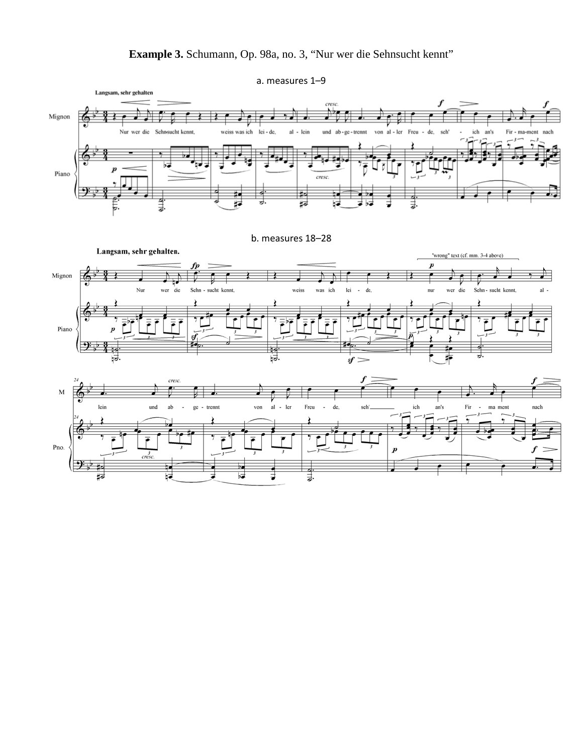**Example 3.** Schumann, Op. 98a, no. 3, "Nur wer die Sehnsucht kennt"

a. measures 1–9

b. measures 18–28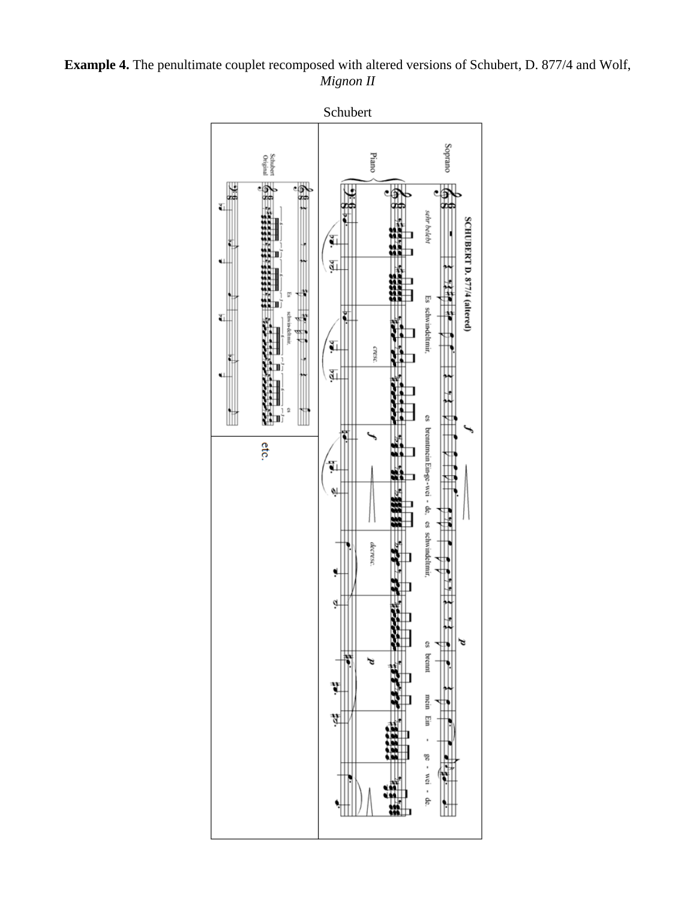**Example 4.** The penultimate couplet recomposed with altered versions of Schubert, D. 877/4 and Wolf, *Mignon II*

Schubert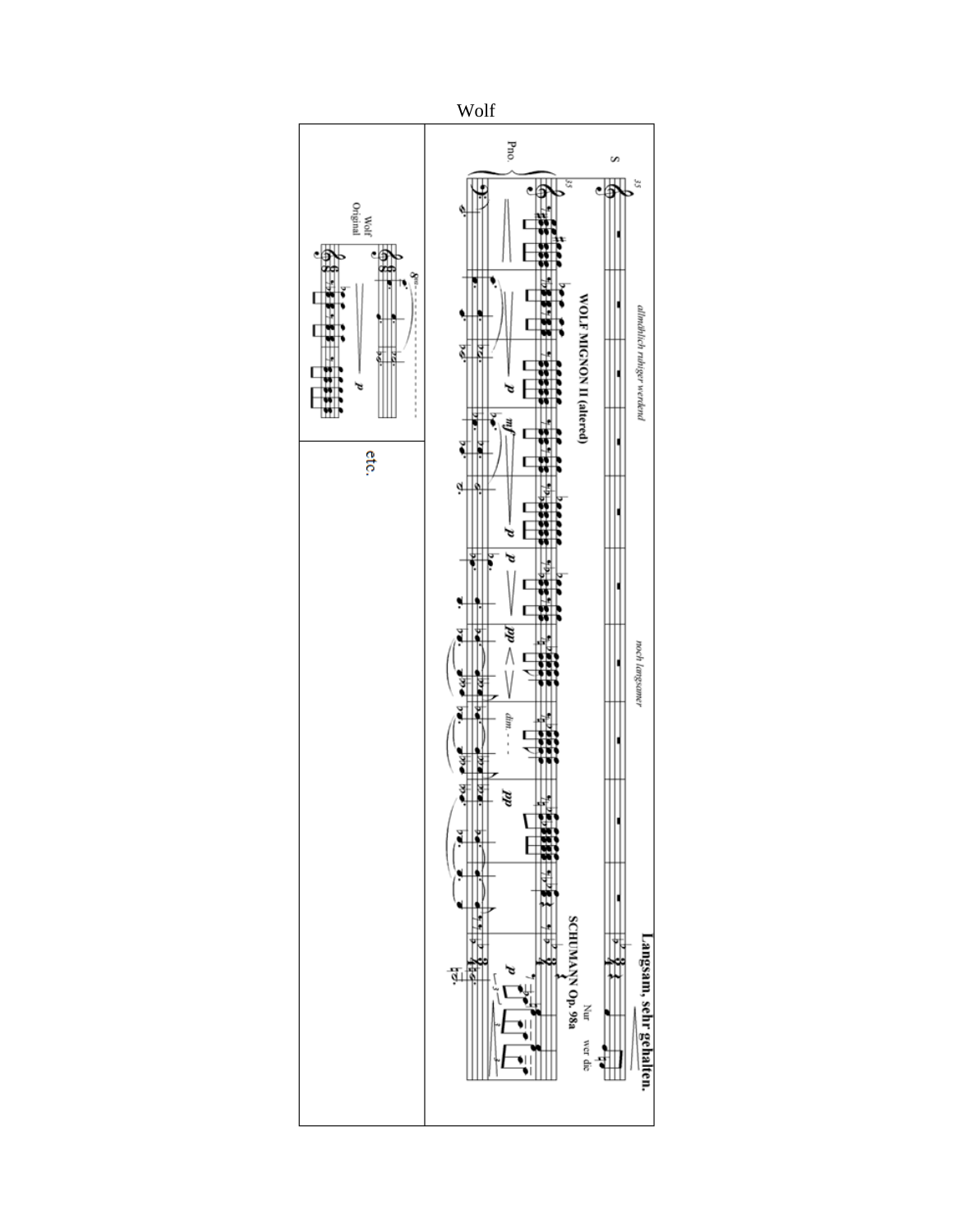# Wolf

etc.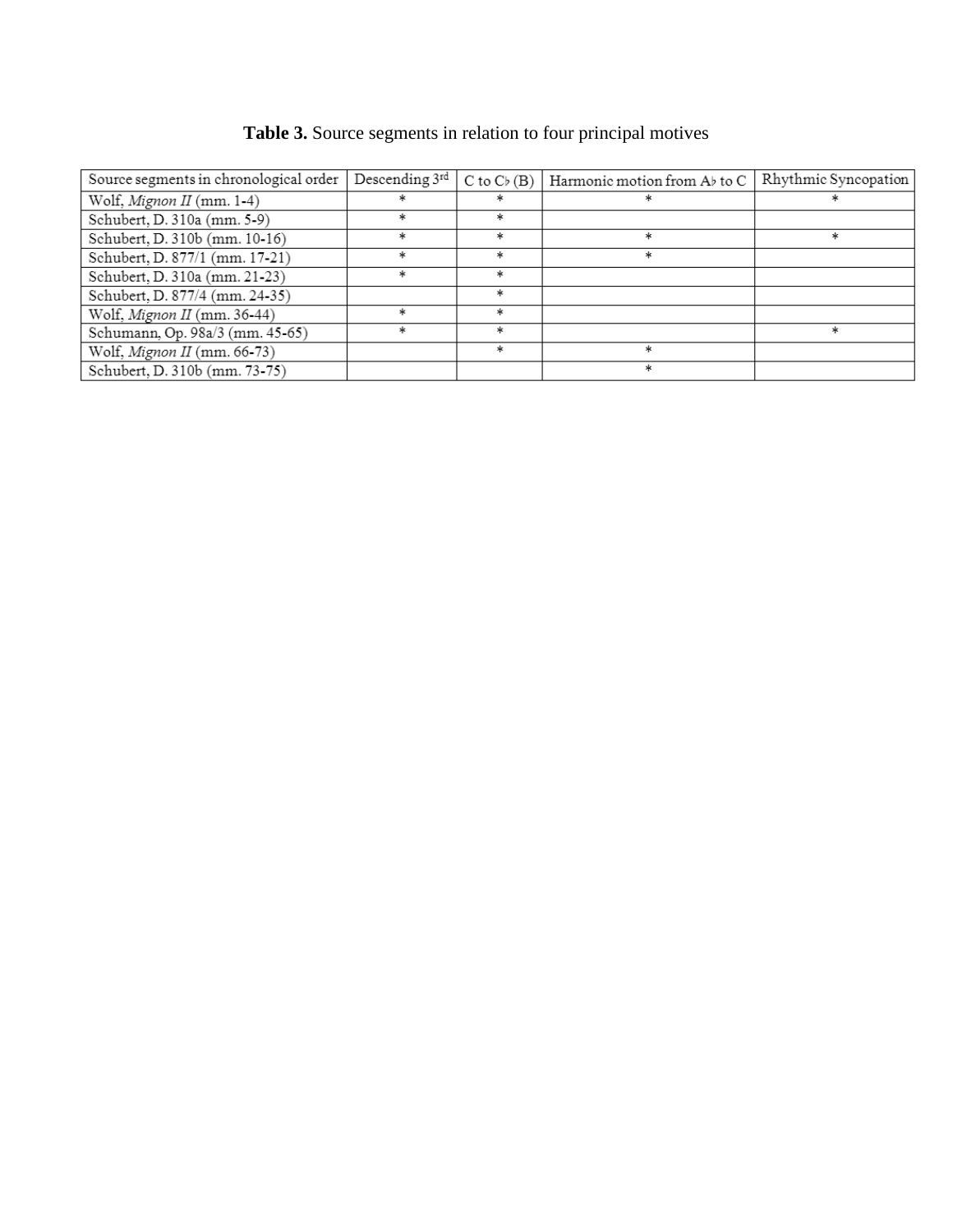**Table 3.** Source segments in relation to four principal motives

| Source segments in chronological order | Descending 3rd | C to C♭ (B) | Harmonic motion from A♭ to C | Rhythmic Syncopation |
|---|---|---|---|---|
| Wolf, *Mignon II* (mm. 1-4) | * | * | * | * |
| Schubert, D. 310a (mm. 5-9) | * | * | | |
| Schubert, D. 310b (mm. 10-16) | * | * | * | * |
| Schubert, D. 877/1 (mm. 17-21) | * | * | * | |
| Schubert, D. 310a (mm. 21-23) | * | * | | |
| Schubert, D. 877/4 (mm. 24-35) | | * | | |
| Wolf, *Mignon II* (mm. 36-44) | * | * | | |
| Schumann, Op. 98a/3 (mm. 45-65) | * | * | | * |
| Wolf, *Mignon II* (mm. 66-73) | | * | * | |
| Schubert, D. 310b (mm. 73-75) | | | * | |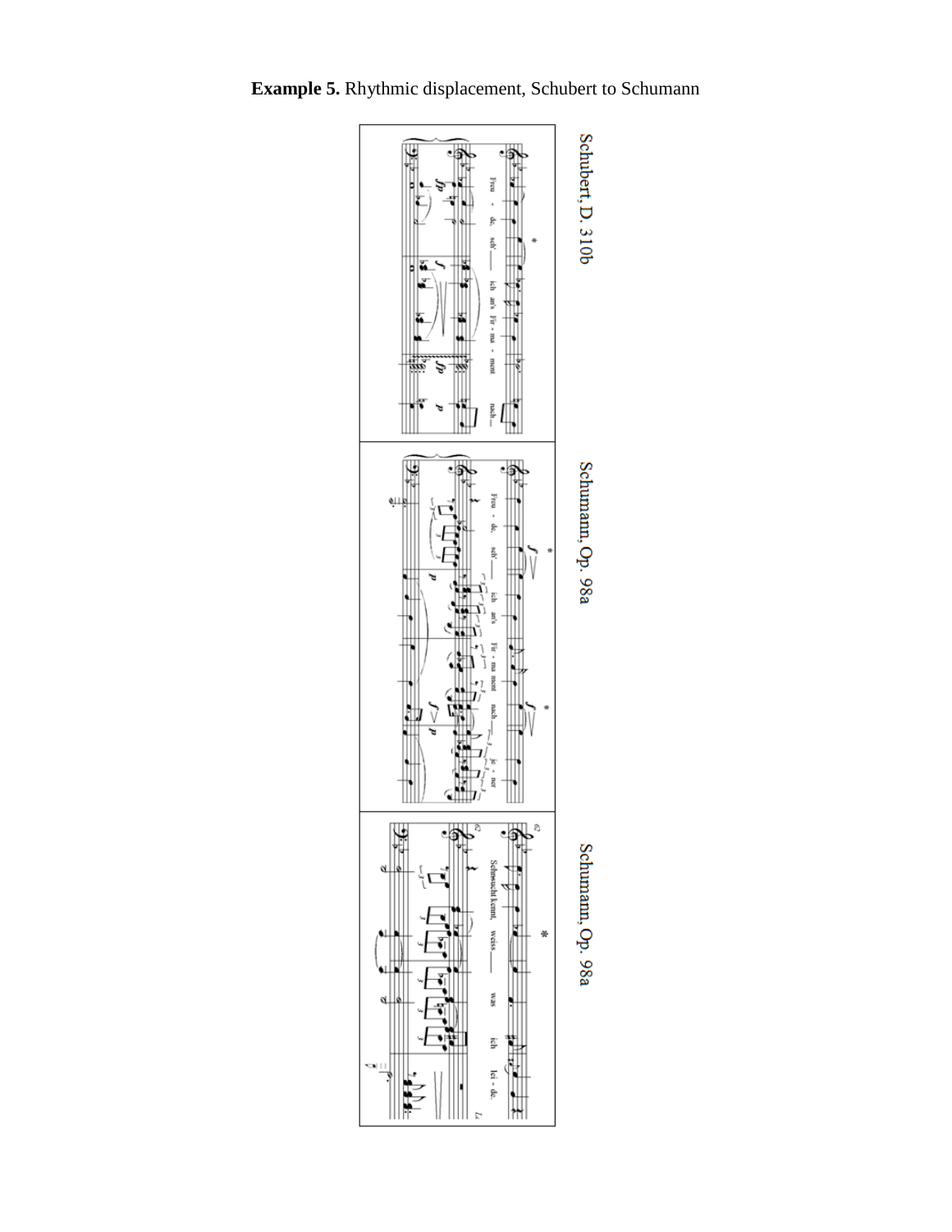**Example 5.** Rhythmic displacement, Schubert to Schumann

Schubert, D. 310b

Schumann, Op. 98a

Schumann, Op. 98a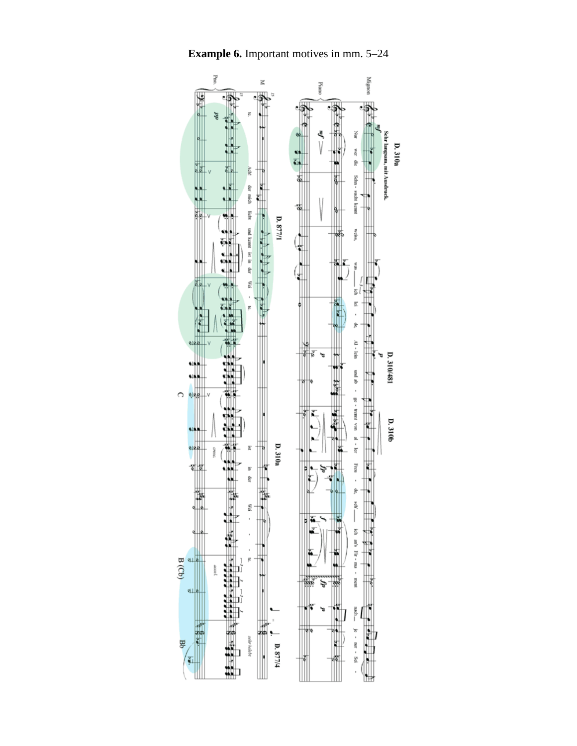**Example 6.** Important motives in mm. 5–24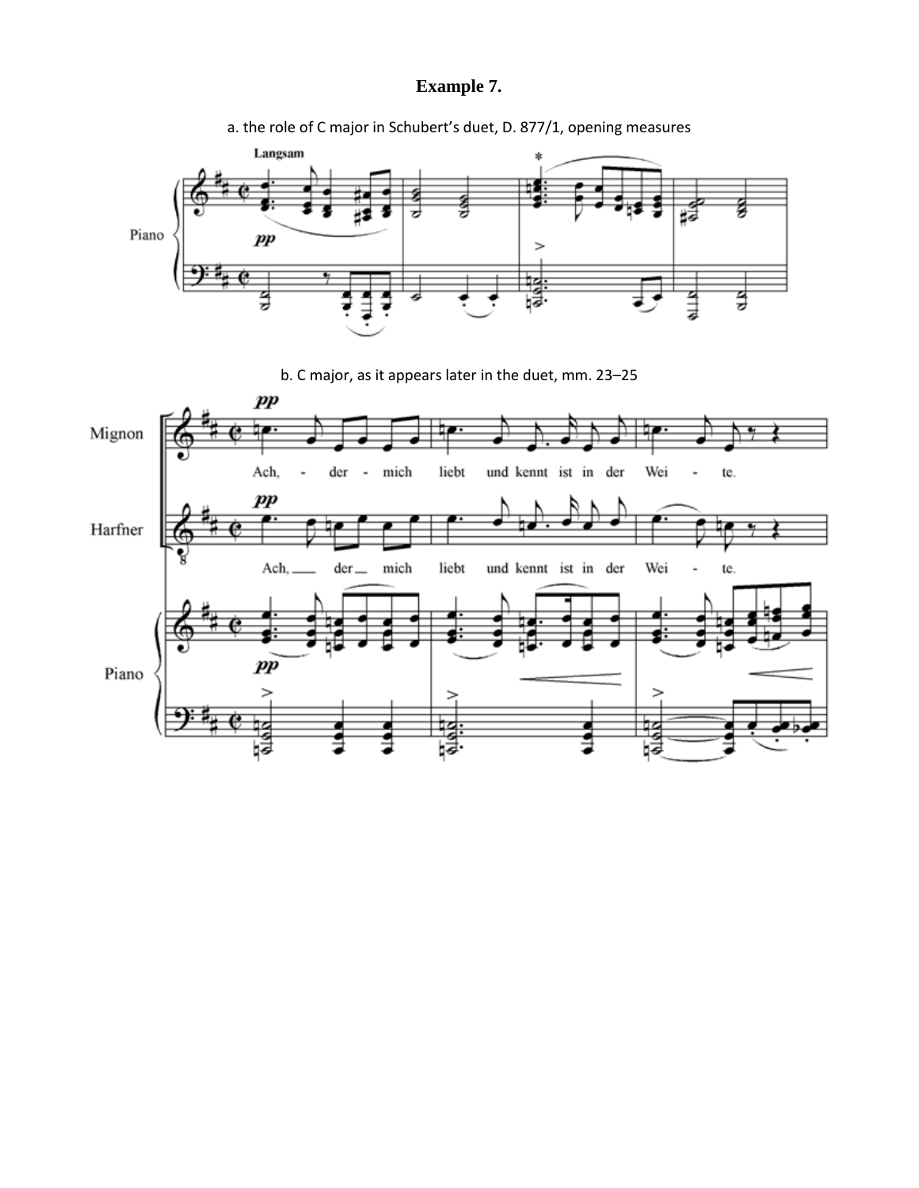**Example 7.**

a. the role of C major in Schubert's duet, D. 877/1, opening measures

b. C major, as it appears later in the duet, mm. 23–25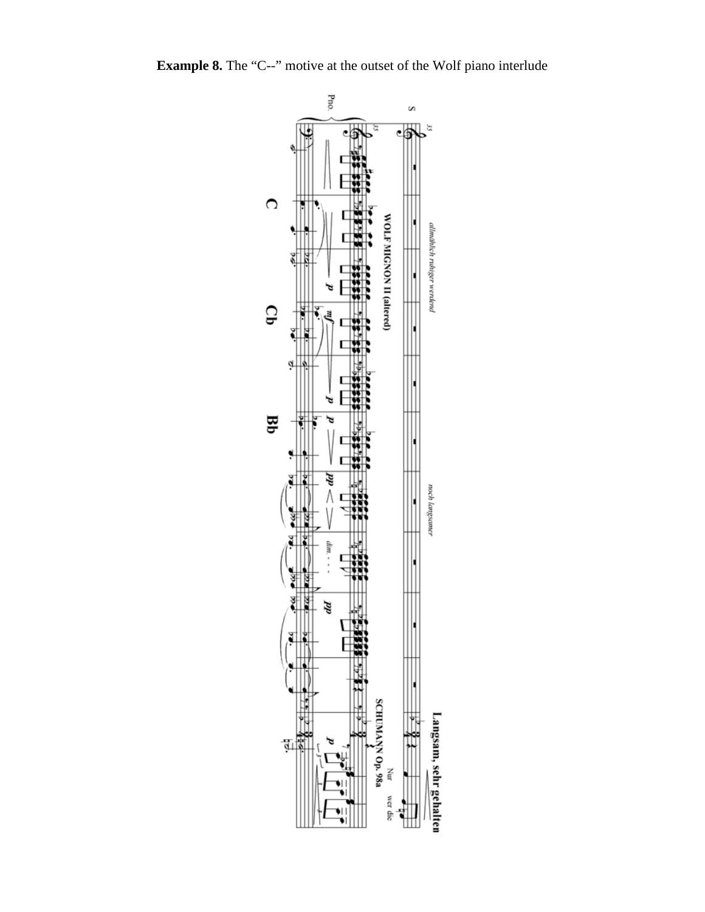**Example 8.** The "C--" motive at the outset of the Wolf piano interlude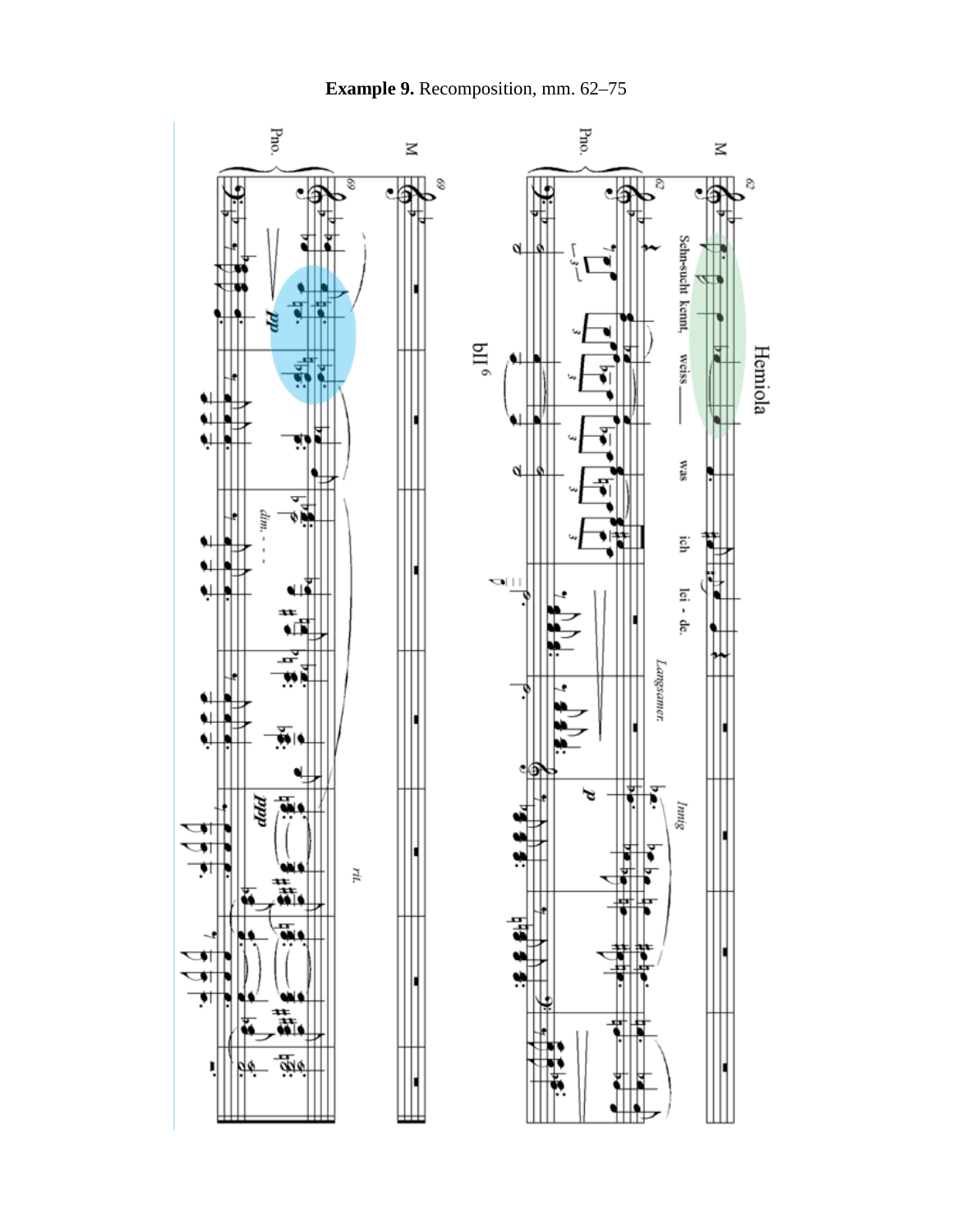**Example 9.** Recomposition, mm. 62–75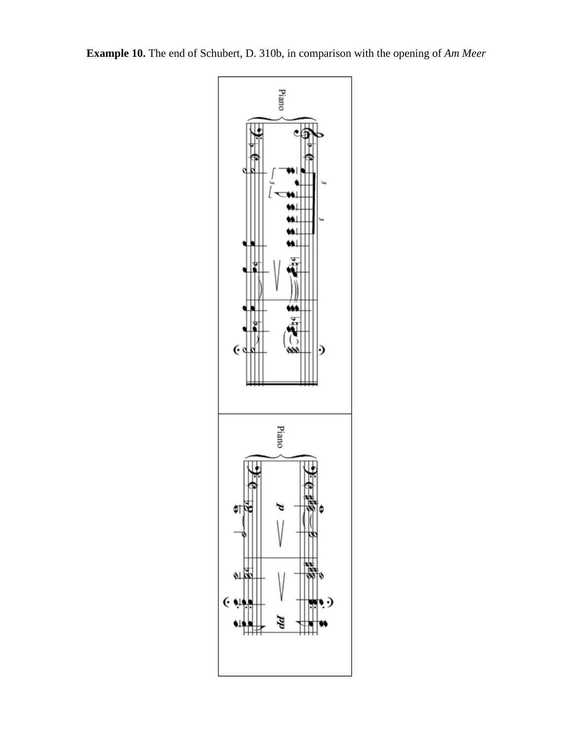**Example 10.** The end of Schubert, D. 310b, in comparison with the opening of *Am Meer*